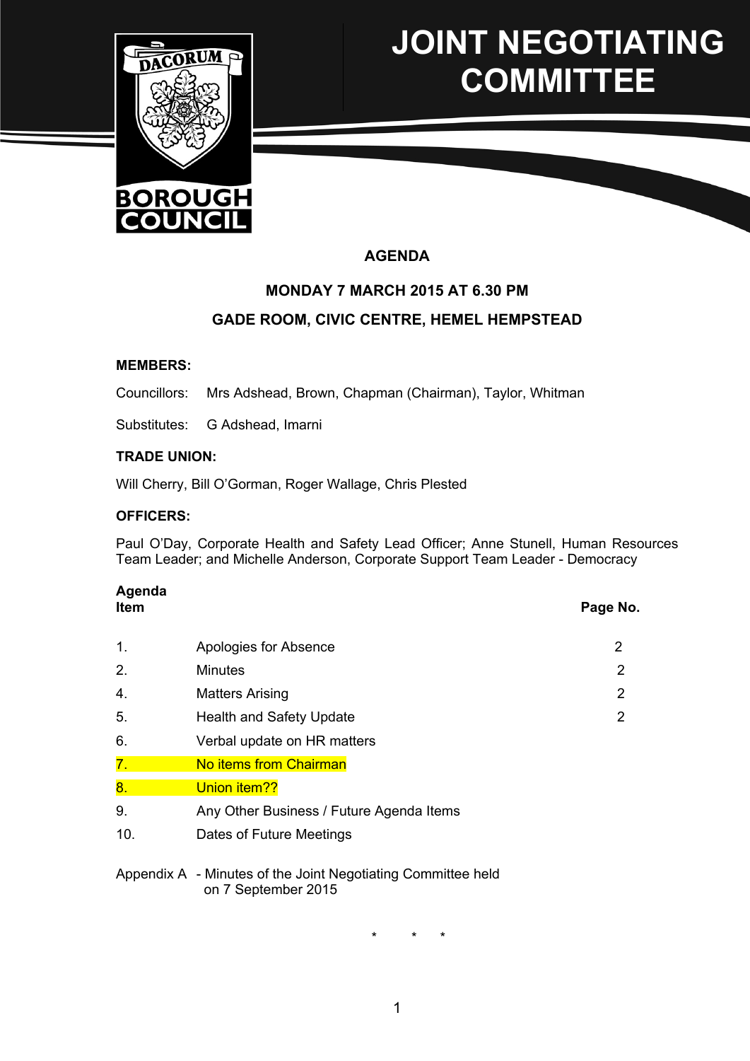# JOINT NEGOTIATING COMMITTEE

DACORUM BOROUGH COUNCIL

## AGENDA

**MONDAY 7 MARCH 2015 AT 6.30 PM**

**GADE ROOM, CIVIC CENTRE, HEMEL HEMPSTEAD**

**MEMBERS:**

Councillors: Mrs Adshead, Brown, Chapman (Chairman), Taylor, Whitman

Substitutes: G Adshead, Imarni

**TRADE UNION:**

Will Cherry, Bill O'Gorman, Roger Wallage, Chris Plested

**OFFICERS:**

Paul O'Day, Corporate Health and Safety Lead Officer; Anne Stunell, Human Resources Team Leader; and Michelle Anderson, Corporate Support Team Leader - Democracy

| Agenda Item | | Page No. |
|---|---|---|
| 1. | Apologies for Absence | 2 |
| 2. | Minutes | 2 |
| 4. | Matters Arising | 2 |
| 5. | Health and Safety Update | 2 |
| 6. | Verbal update on HR matters | |
| 7. | No items from Chairman | |
| 8. | Union item?? | |
| 9. | Any Other Business / Future Agenda Items | |
| 10. | Dates of Future Meetings | |

Appendix A - Minutes of the Joint Negotiating Committee held on 7 September 2015

\* \* \*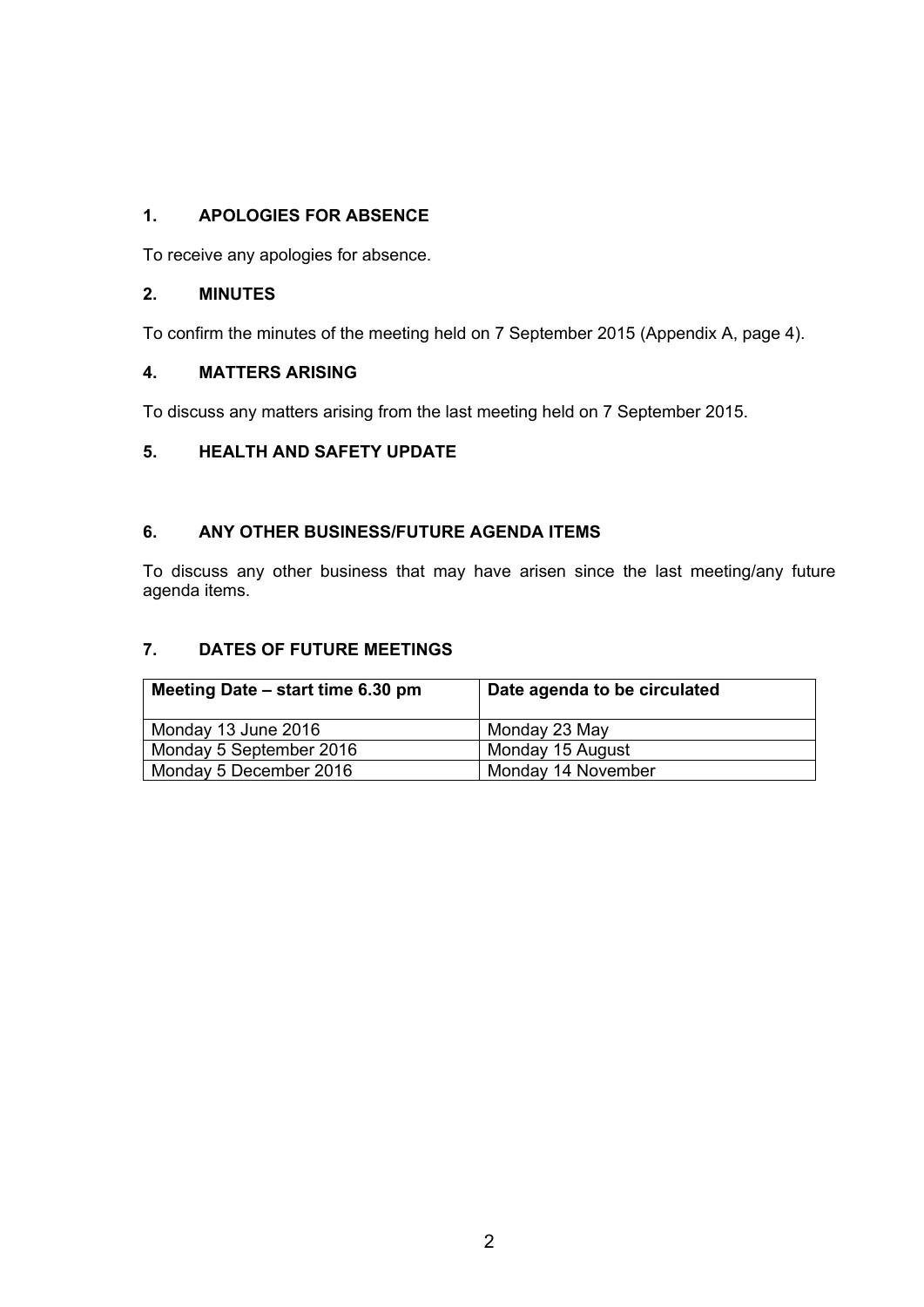## 1. APOLOGIES FOR ABSENCE

To receive any apologies for absence.

## 2. MINUTES

To confirm the minutes of the meeting held on 7 September 2015 (Appendix A, page 4).

## 4. MATTERS ARISING

To discuss any matters arising from the last meeting held on 7 September 2015.

## 5. HEALTH AND SAFETY UPDATE

## 6. ANY OTHER BUSINESS/FUTURE AGENDA ITEMS

To discuss any other business that may have arisen since the last meeting/any future agenda items.

## 7. DATES OF FUTURE MEETINGS

| Meeting Date – start time 6.30 pm | Date agenda to be circulated |
|---|---|
| Monday 13 June 2016 | Monday 23 May |
| Monday 5 September 2016 | Monday 15 August |
| Monday 5 December 2016 | Monday 14 November |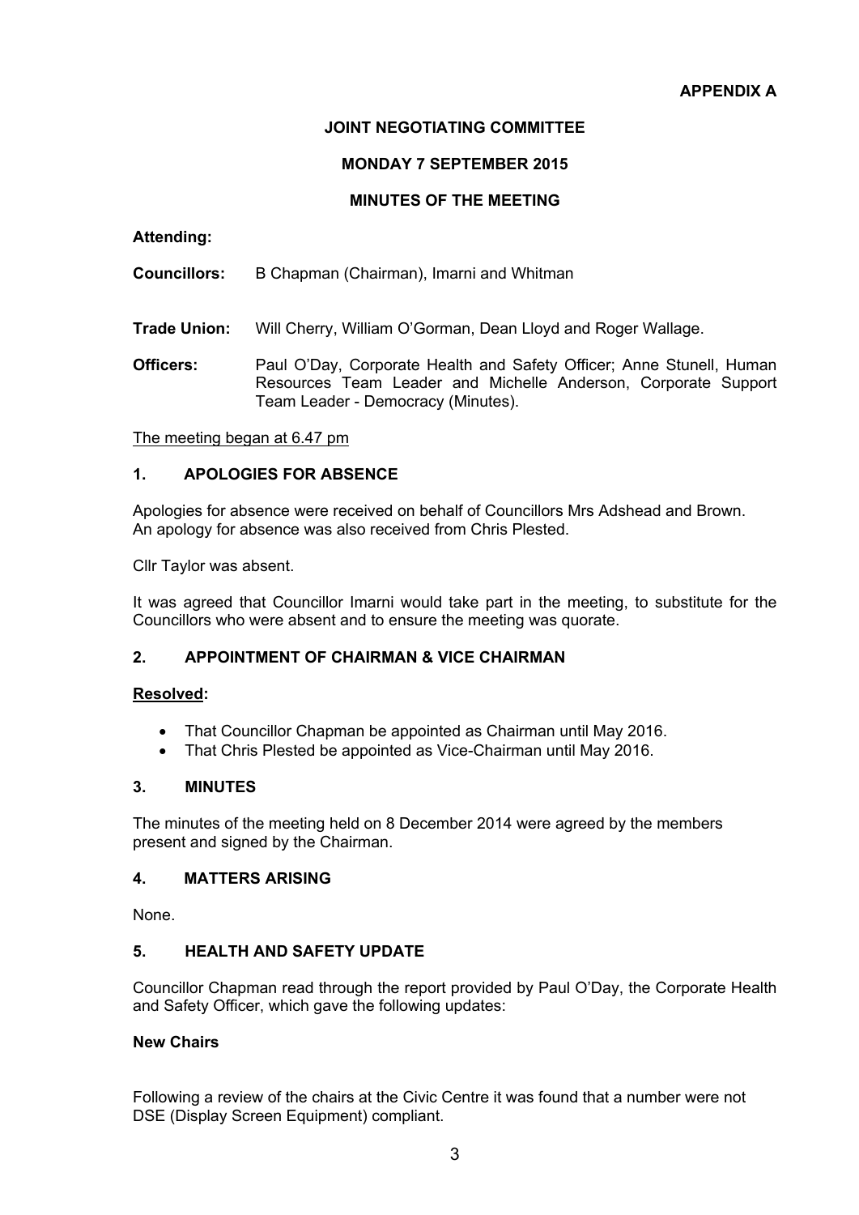**APPENDIX A**

# JOINT NEGOTIATING COMMITTEE

## MONDAY 7 SEPTEMBER 2015

## MINUTES OF THE MEETING

**Attending:**

**Councillors:** B Chapman (Chairman), Imarni and Whitman

**Trade Union:** Will Cherry, William O'Gorman, Dean Lloyd and Roger Wallage.

**Officers:** Paul O'Day, Corporate Health and Safety Officer; Anne Stunell, Human Resources Team Leader and Michelle Anderson, Corporate Support Team Leader - Democracy (Minutes).

The meeting began at 6.47 pm

### 1. APOLOGIES FOR ABSENCE

Apologies for absence were received on behalf of Councillors Mrs Adshead and Brown. An apology for absence was also received from Chris Plested.

Cllr Taylor was absent.

It was agreed that Councillor Imarni would take part in the meeting, to substitute for the Councillors who were absent and to ensure the meeting was quorate.

### 2. APPOINTMENT OF CHAIRMAN & VICE CHAIRMAN

**Resolved:**

- That Councillor Chapman be appointed as Chairman until May 2016.
- That Chris Plested be appointed as Vice-Chairman until May 2016.

### 3. MINUTES

The minutes of the meeting held on 8 December 2014 were agreed by the members present and signed by the Chairman.

### 4. MATTERS ARISING

None.

### 5. HEALTH AND SAFETY UPDATE

Councillor Chapman read through the report provided by Paul O'Day, the Corporate Health and Safety Officer, which gave the following updates:

**New Chairs**

Following a review of the chairs at the Civic Centre it was found that a number were not DSE (Display Screen Equipment) compliant.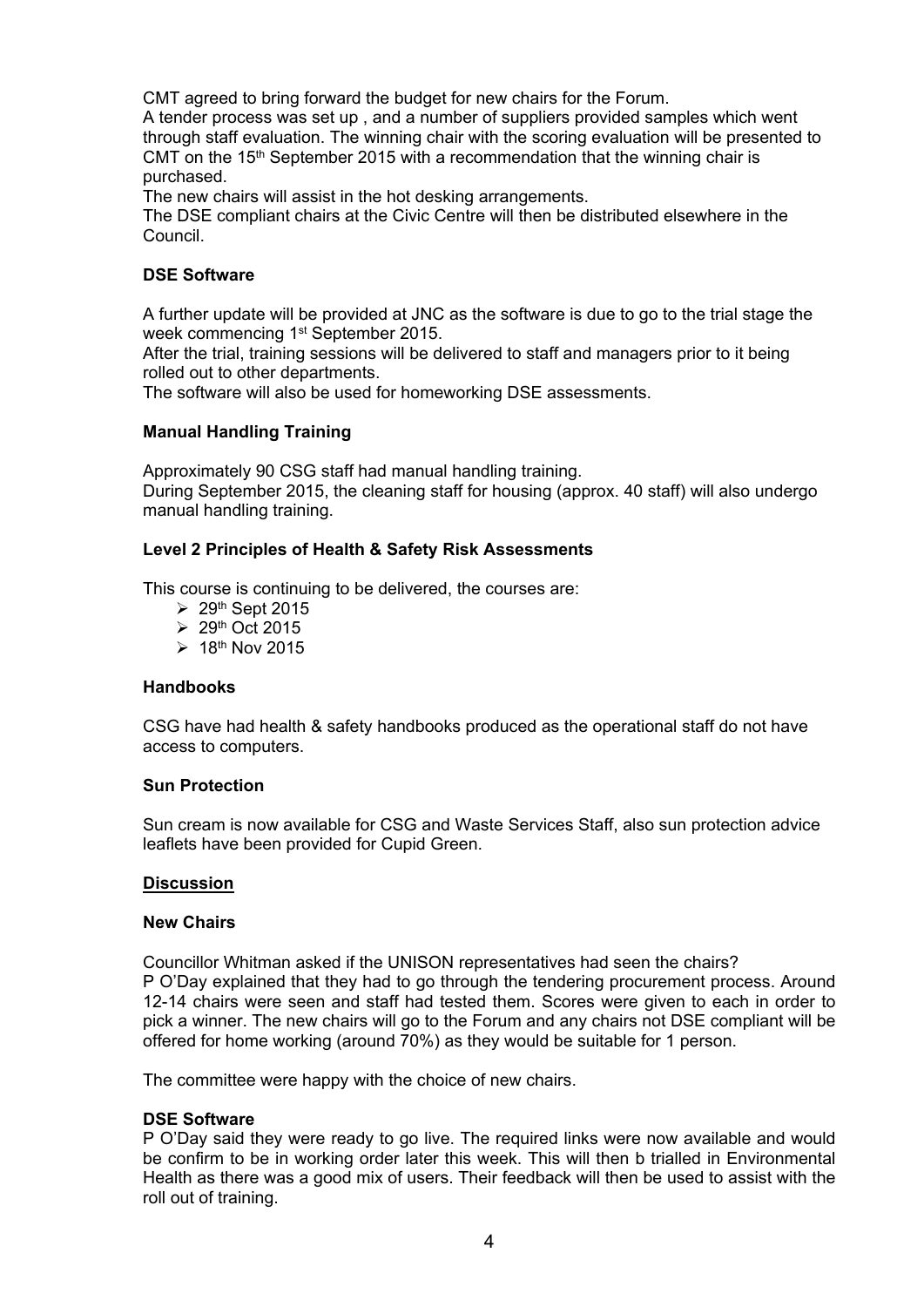CMT agreed to bring forward the budget for new chairs for the Forum.
A tender process was set up , and a number of suppliers provided samples which went through staff evaluation. The winning chair with the scoring evaluation will be presented to CMT on the 15th September 2015 with a recommendation that the winning chair is purchased.
The new chairs will assist in the hot desking arrangements.
The DSE compliant chairs at the Civic Centre will then be distributed elsewhere in the Council.

**DSE Software**

A further update will be provided at JNC as the software is due to go to the trial stage the week commencing 1st September 2015.
After the trial, training sessions will be delivered to staff and managers prior to it being rolled out to other departments.
The software will also be used for homeworking DSE assessments.

**Manual Handling Training**

Approximately 90 CSG staff had manual handling training.
During September 2015, the cleaning staff for housing (approx. 40 staff) will also undergo manual handling training.

**Level 2 Principles of Health & Safety Risk Assessments**

This course is continuing to be delivered, the courses are:

- 29th Sept 2015
- 29th Oct 2015
- 18th Nov 2015

**Handbooks**

CSG have had health & safety handbooks produced as the operational staff do not have access to computers.

**Sun Protection**

Sun cream is now available for CSG and Waste Services Staff, also sun protection advice leaflets have been provided for Cupid Green.

**<u>Discussion</u>**

**New Chairs**

Councillor Whitman asked if the UNISON representatives had seen the chairs?
P O'Day explained that they had to go through the tendering procurement process. Around 12-14 chairs were seen and staff had tested them. Scores were given to each in order to pick a winner. The new chairs will go to the Forum and any chairs not DSE compliant will be offered for home working (around 70%) as they would be suitable for 1 person.

The committee were happy with the choice of new chairs.

**DSE Software**
P O'Day said they were ready to go live. The required links were now available and would be confirm to be in working order later this week. This will then b trialled in Environmental Health as there was a good mix of users. Their feedback will then be used to assist with the roll out of training.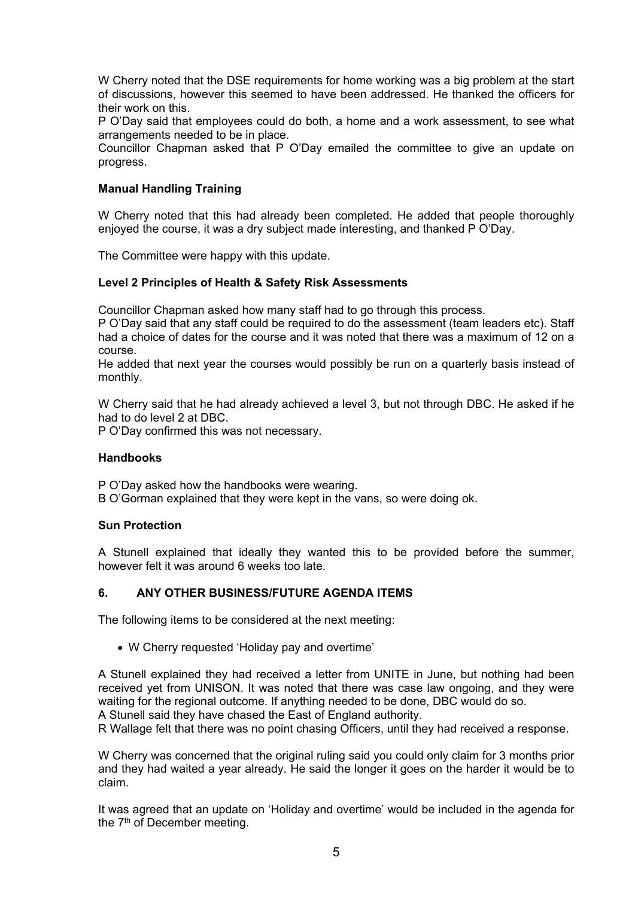W Cherry noted that the DSE requirements for home working was a big problem at the start of discussions, however this seemed to have been addressed. He thanked the officers for their work on this.
P O'Day said that employees could do both, a home and a work assessment, to see what arrangements needed to be in place.
Councillor Chapman asked that P O'Day emailed the committee to give an update on progress.

**Manual Handling Training**

W Cherry noted that this had already been completed. He added that people thoroughly enjoyed the course, it was a dry subject made interesting, and thanked P O'Day.

The Committee were happy with this update.

**Level 2 Principles of Health & Safety Risk Assessments**

Councillor Chapman asked how many staff had to go through this process.
P O'Day said that any staff could be required to do the assessment (team leaders etc). Staff had a choice of dates for the course and it was noted that there was a maximum of 12 on a course.
He added that next year the courses would possibly be run on a quarterly basis instead of monthly.

W Cherry said that he had already achieved a level 3, but not through DBC. He asked if he had to do level 2 at DBC.
P O'Day confirmed this was not necessary.

**Handbooks**

P O'Day asked how the handbooks were wearing.
B O'Gorman explained that they were kept in the vans, so were doing ok.

**Sun Protection**

A Stunell explained that ideally they wanted this to be provided before the summer, however felt it was around 6 weeks too late.

## 6. ANY OTHER BUSINESS/FUTURE AGENDA ITEMS

The following items to be considered at the next meeting:

- W Cherry requested 'Holiday pay and overtime'

A Stunell explained they had received a letter from UNITE in June, but nothing had been received yet from UNISON. It was noted that there was case law ongoing, and they were waiting for the regional outcome. If anything needed to be done, DBC would do so.
A Stunell said they have chased the East of England authority.
R Wallage felt that there was no point chasing Officers, until they had received a response.

W Cherry was concerned that the original ruling said you could only claim for 3 months prior and they had waited a year already. He said the longer it goes on the harder it would be to claim.

It was agreed that an update on 'Holiday and overtime' would be included in the agenda for the 7th of December meeting.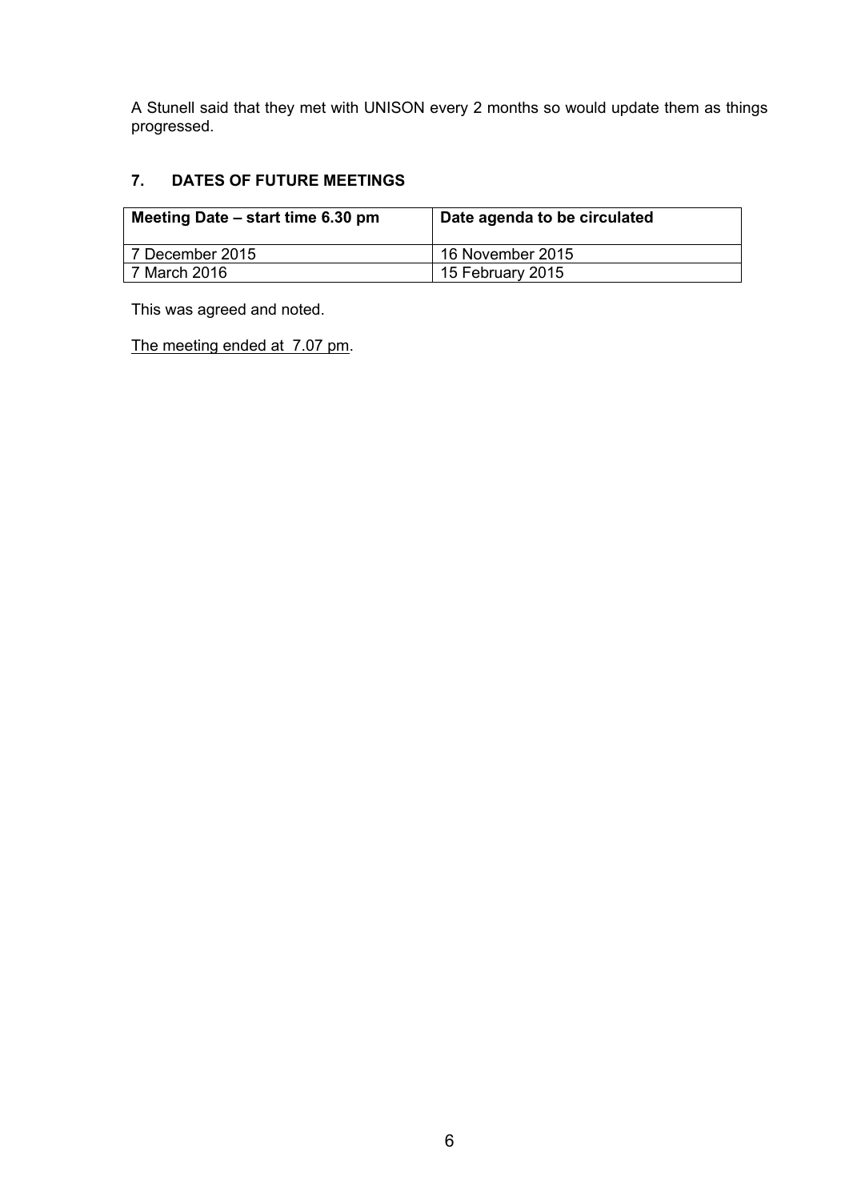A Stunell said that they met with UNISON every 2 months so would update them as things progressed.

## 7. DATES OF FUTURE MEETINGS

| Meeting Date – start time 6.30 pm | Date agenda to be circulated |
| --- | --- |
| 7 December 2015 | 16 November 2015 |
| 7 March 2016 | 15 February 2015 |

This was agreed and noted.

The meeting ended at 7.07 pm.